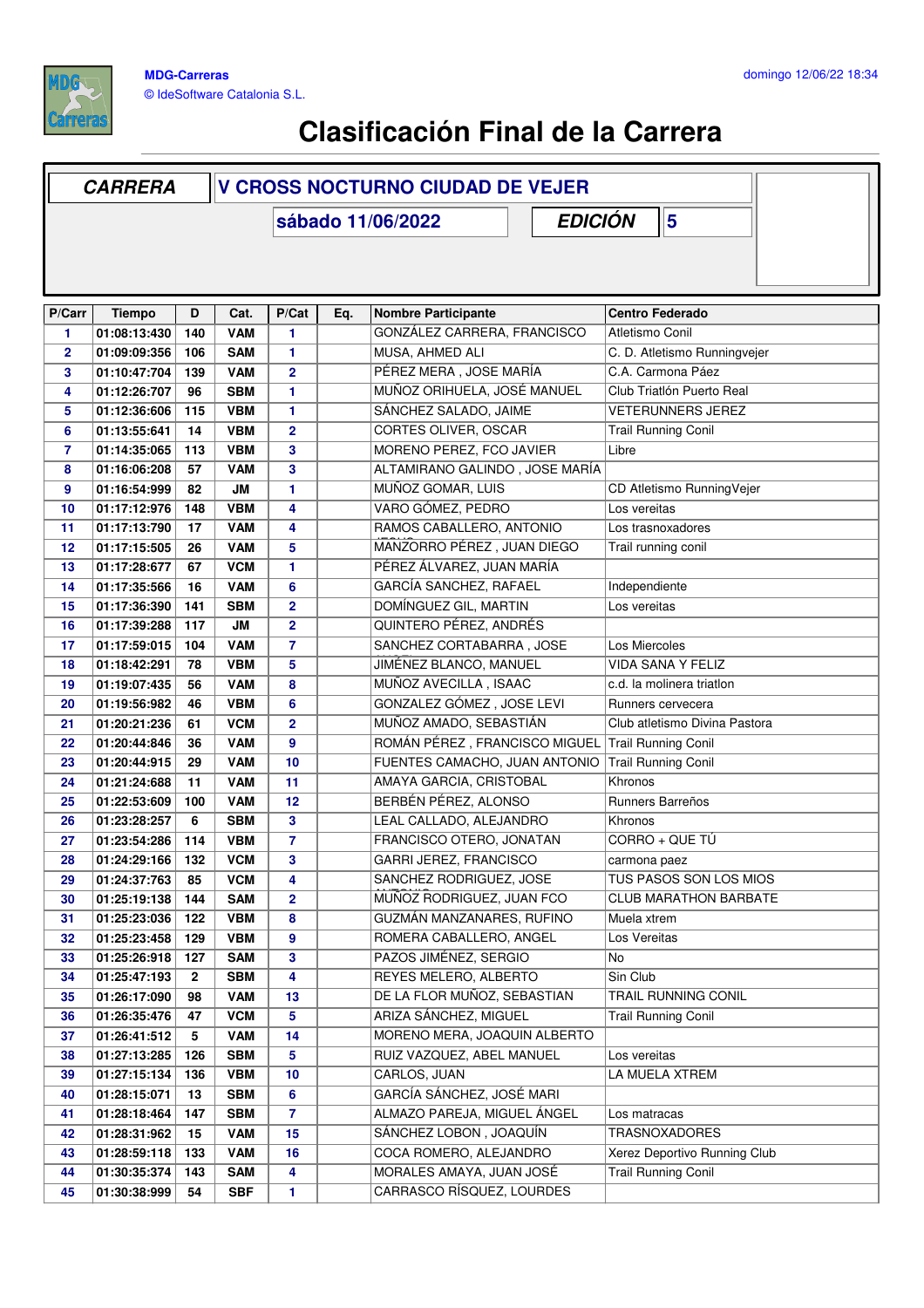MDG-Carreras
© IdeSoftware Catalonia S.L.

domingo 12/06/22 18:34

# Clasificación Final de la Carrera

| CARRERA | V CROSS NOCTURNO CIUDAD DE VEJER |
|---|---|
| sábado 11/06/2022 | EDICIÓN 5 |

| P/Carr | Tiempo | D | Cat. | P/Cat | Eq. | Nombre Participante | Centro Federado |
|---|---|---|---|---|---|---|---|
| 1 | 01:08:13:430 | 140 | VAM | 1 | | GONZÁLEZ CARRERA, FRANCISCO | Atletismo Conil |
| 2 | 01:09:09:356 | 106 | SAM | 1 | | MUSA, AHMED ALI | C. D. Atletismo Runningvejer |
| 3 | 01:10:47:704 | 139 | VAM | 2 | | PÉREZ MERA , JOSE MARÍA | C.A. Carmona Páez |
| 4 | 01:12:26:707 | 96 | SBM | 1 | | MUÑOZ ORIHUELA, JOSÉ MANUEL | Club Triatlón Puerto Real |
| 5 | 01:12:36:606 | 115 | VBM | 1 | | SÁNCHEZ SALADO, JAIME | VETERUNNERS JEREZ |
| 6 | 01:13:55:641 | 14 | VBM | 2 | | CORTES OLIVER, OSCAR | Trail Running Conil |
| 7 | 01:14:35:065 | 113 | VBM | 3 | | MORENO PEREZ, FCO JAVIER | Libre |
| 8 | 01:16:06:208 | 57 | VAM | 3 | | ALTAMIRANO GALINDO , JOSE MARÍA | |
| 9 | 01:16:54:999 | 82 | JM | 1 | | MUÑOZ GOMAR, LUIS | CD Atletismo RunningVejer |
| 10 | 01:17:12:976 | 148 | VBM | 4 | | VARO GÓMEZ, PEDRO | Los vereitas |
| 11 | 01:17:13:790 | 17 | VAM | 4 | | RAMOS CABALLERO, ANTONIO | Los trasnoxadores |
| 12 | 01:17:15:505 | 26 | VAM | 5 | | MANZORRO PÉREZ , JUAN DIEGO | Trail running conil |
| 13 | 01:17:28:677 | 67 | VCM | 1 | | PÉREZ ÁLVAREZ, JUAN MARÍA | |
| 14 | 01:17:35:566 | 16 | VAM | 6 | | GARCÍA SANCHEZ, RAFAEL | Independiente |
| 15 | 01:17:36:390 | 141 | SBM | 2 | | DOMÍNGUEZ GIL, MARTIN | Los vereitas |
| 16 | 01:17:39:288 | 117 | JM | 2 | | QUINTERO PÉREZ, ANDRÉS | |
| 17 | 01:17:59:015 | 104 | VAM | 7 | | SANCHEZ CORTABARRA , JOSE | Los Miercoles |
| 18 | 01:18:42:291 | 78 | VBM | 5 | | JIMÉNEZ BLANCO, MANUEL | VIDA SANA Y FELIZ |
| 19 | 01:19:07:435 | 56 | VAM | 8 | | MUÑOZ AVECILLA , ISAAC | c.d. la molinera triatlon |
| 20 | 01:19:56:982 | 46 | VBM | 6 | | GONZALEZ GÓMEZ , JOSE LEVI | Runners cervecera |
| 21 | 01:20:21:236 | 61 | VCM | 2 | | MUÑOZ AMADO, SEBASTIÁN | Club atletismo Divina Pastora |
| 22 | 01:20:44:846 | 36 | VAM | 9 | | ROMÁN PÉREZ , FRANCISCO MIGUEL | Trail Running Conil |
| 23 | 01:20:44:915 | 29 | VAM | 10 | | FUENTES CAMACHO, JUAN ANTONIO | Trail Running Conil |
| 24 | 01:21:24:688 | 11 | VAM | 11 | | AMAYA GARCIA, CRISTOBAL | Khronos |
| 25 | 01:22:53:609 | 100 | VAM | 12 | | BERBÉN PÉREZ, ALONSO | Runners Barreños |
| 26 | 01:23:28:257 | 6 | SBM | 3 | | LEAL CALLADO, ALEJANDRO | Khronos |
| 27 | 01:23:54:286 | 114 | VBM | 7 | | FRANCISCO OTERO, JONATAN | CORRO + QUE TÚ |
| 28 | 01:24:29:166 | 132 | VCM | 3 | | GARRI JEREZ, FRANCISCO | carmona paez |
| 29 | 01:24:37:763 | 85 | VCM | 4 | | SANCHEZ RODRIGUEZ, JOSE | TUS PASOS SON LOS MIOS |
| 30 | 01:25:19:138 | 144 | SAM | 2 | | MUÑOZ RODRIGUEZ, JUAN FCO | CLUB MARATHON BARBATE |
| 31 | 01:25:23:036 | 122 | VBM | 8 | | GUZMÁN MANZANARES, RUFINO | Muela xtrem |
| 32 | 01:25:23:458 | 129 | VBM | 9 | | ROMERA CABALLERO, ANGEL | Los Vereitas |
| 33 | 01:25:26:918 | 127 | SAM | 3 | | PAZOS JIMÉNEZ, SERGIO | No |
| 34 | 01:25:47:193 | 2 | SBM | 4 | | REYES MELERO, ALBERTO | Sin Club |
| 35 | 01:26:17:090 | 98 | VAM | 13 | | DE LA FLOR MUÑOZ, SEBASTIAN | TRAIL RUNNING CONIL |
| 36 | 01:26:35:476 | 47 | VCM | 5 | | ARIZA SÁNCHEZ, MIGUEL | Trail Running Conil |
| 37 | 01:26:41:512 | 5 | VAM | 14 | | MORENO MERA, JOAQUIN ALBERTO | |
| 38 | 01:27:13:285 | 126 | SBM | 5 | | RUIZ VAZQUEZ, ABEL MANUEL | Los vereitas |
| 39 | 01:27:15:134 | 136 | VBM | 10 | | CARLOS, JUAN | LA MUELA XTREM |
| 40 | 01:28:15:071 | 13 | SBM | 6 | | GARCÍA SÁNCHEZ, JOSÉ MARI | |
| 41 | 01:28:18:464 | 147 | SBM | 7 | | ALMAZO PAREJA, MIGUEL ÁNGEL | Los matracas |
| 42 | 01:28:31:962 | 15 | VAM | 15 | | SÁNCHEZ LOBON , JOAQUÍN | TRASNOXADORES |
| 43 | 01:28:59:118 | 133 | VAM | 16 | | COCA ROMERO, ALEJANDRO | Xerez Deportivo Running Club |
| 44 | 01:30:35:374 | 143 | SAM | 4 | | MORALES AMAYA, JUAN JOSÉ | Trail Running Conil |
| 45 | 01:30:38:999 | 54 | SBF | 1 | | CARRASCO RÍSQUEZ, LOURDES | |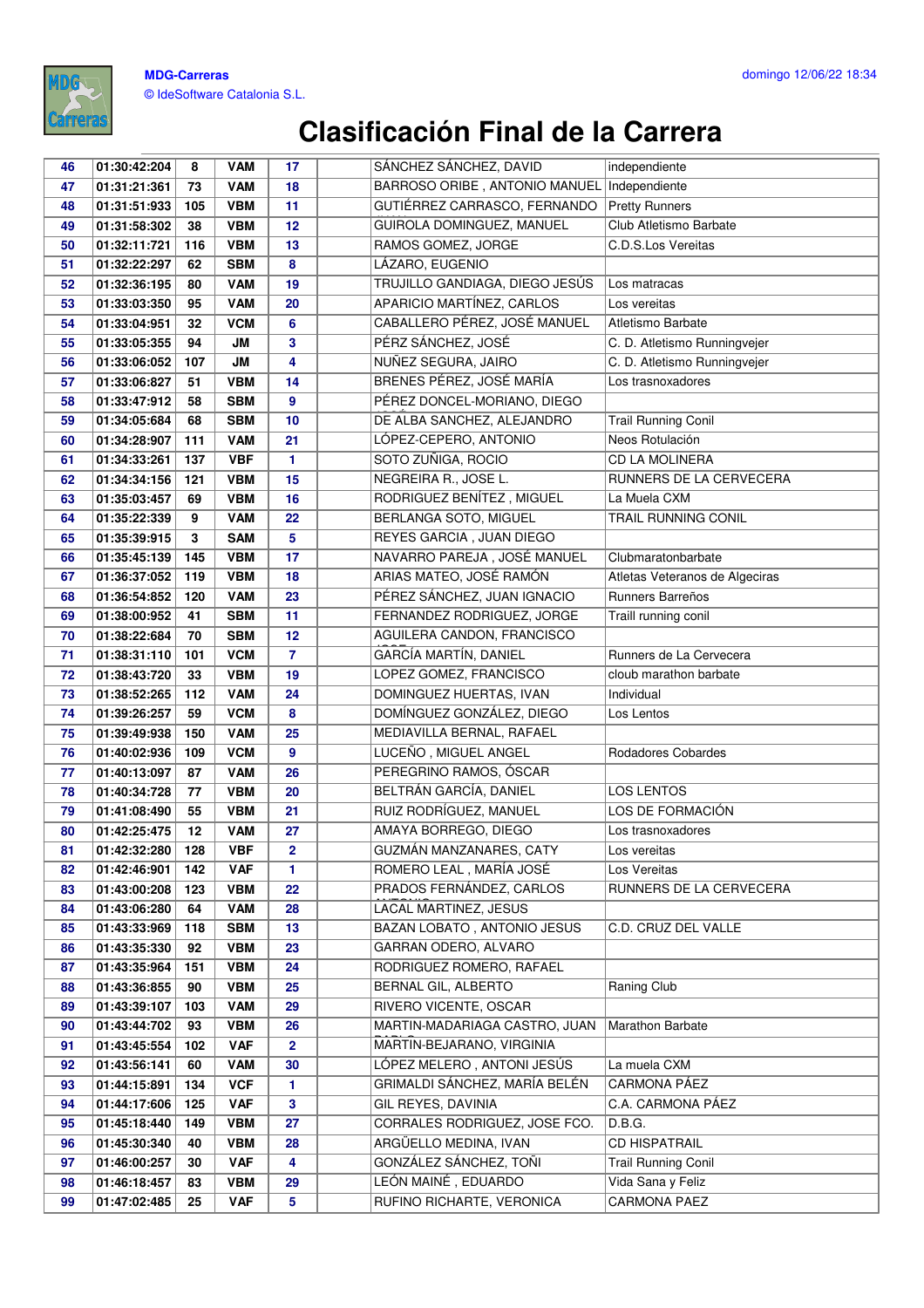# Clasificación Final de la Carrera

| | | | | | | | |
|---|---|---|---|---|---|---|---|
| 46 | 01:30:42:204 | 8 | VAM | 17 | | SÁNCHEZ SÁNCHEZ, DAVID | independiente |
| 47 | 01:31:21:361 | 73 | VAM | 18 | | BARROSO ORIBE , ANTONIO MANUEL | Independiente |
| 48 | 01:31:51:933 | 105 | VBM | 11 | | GUTIÉRREZ CARRASCO, FERNANDO | Pretty Runners |
| 49 | 01:31:58:302 | 38 | VBM | 12 | | GUIROLA DOMINGUEZ, MANUEL | Club Atletismo Barbate |
| 50 | 01:32:11:721 | 116 | VBM | 13 | | RAMOS GOMEZ, JORGE | C.D.S.Los Vereitas |
| 51 | 01:32:22:297 | 62 | SBM | 8 | | LÁZARO, EUGENIO | |
| 52 | 01:32:36:195 | 80 | VAM | 19 | | TRUJILLO GANDIAGA, DIEGO JESÚS | Los matracas |
| 53 | 01:33:03:350 | 95 | VAM | 20 | | APARICIO MARTÍNEZ, CARLOS | Los vereitas |
| 54 | 01:33:04:951 | 32 | VCM | 6 | | CABALLERO PÉREZ, JOSÉ MANUEL | Atletismo Barbate |
| 55 | 01:33:05:355 | 94 | JM | 3 | | PÉRZ SÁNCHEZ, JOSÉ | C. D. Atletismo Runningvejer |
| 56 | 01:33:06:052 | 107 | JM | 4 | | NUÑEZ SEGURA, JAIRO | C. D. Atletismo Runningvejer |
| 57 | 01:33:06:827 | 51 | VBM | 14 | | BRENES PÉREZ, JOSÉ MARÍA | Los trasnoxadores |
| 58 | 01:33:47:912 | 58 | SBM | 9 | | PÉREZ DONCEL-MORIANO, DIEGO | |
| 59 | 01:34:05:684 | 68 | SBM | 10 | | DE ALBA SANCHEZ, ALEJANDRO | Trail Running Conil |
| 60 | 01:34:28:907 | 111 | VAM | 21 | | LÓPEZ-CEPERO, ANTONIO | Neos Rotulación |
| 61 | 01:34:33:261 | 137 | VBF | 1 | | SOTO ZUÑIGA, ROCIO | CD LA MOLINERA |
| 62 | 01:34:34:156 | 121 | VBM | 15 | | NEGREIRA R., JOSE L. | RUNNERS DE LA CERVECERA |
| 63 | 01:35:03:457 | 69 | VBM | 16 | | RODRIGUEZ BENÍTEZ , MIGUEL | La Muela CXM |
| 64 | 01:35:22:339 | 9 | VAM | 22 | | BERLANGA SOTO, MIGUEL | TRAIL RUNNING CONIL |
| 65 | 01:35:39:915 | 3 | SAM | 5 | | REYES GARCIA , JUAN DIEGO | |
| 66 | 01:35:45:139 | 145 | VBM | 17 | | NAVARRO PAREJA , JOSÉ MANUEL | Clubmaratonbarbate |
| 67 | 01:36:37:052 | 119 | VBM | 18 | | ARIAS MATEO, JOSÉ RAMÓN | Atletas Veteranos de Algeciras |
| 68 | 01:36:54:852 | 120 | VAM | 23 | | PÉREZ SÁNCHEZ, JUAN IGNACIO | Runners Barreños |
| 69 | 01:38:00:952 | 41 | SBM | 11 | | FERNANDEZ RODRIGUEZ, JORGE | Traill running conil |
| 70 | 01:38:22:684 | 70 | SBM | 12 | | AGUILERA CANDON, FRANCISCO | |
| 71 | 01:38:31:110 | 101 | VCM | 7 | | GARCÍA MARTÍN, DANIEL | Runners de La Cervecera |
| 72 | 01:38:43:720 | 33 | VBM | 19 | | LOPEZ GOMEZ, FRANCISCO | cloub marathon barbate |
| 73 | 01:38:52:265 | 112 | VAM | 24 | | DOMINGUEZ HUERTAS, IVAN | Individual |
| 74 | 01:39:26:257 | 59 | VCM | 8 | | DOMÍNGUEZ GONZÁLEZ, DIEGO | Los Lentos |
| 75 | 01:39:49:938 | 150 | VAM | 25 | | MEDIAVILLA BERNAL, RAFAEL | |
| 76 | 01:40:02:936 | 109 | VCM | 9 | | LUCEÑO , MIGUEL ANGEL | Rodadores Cobardes |
| 77 | 01:40:13:097 | 87 | VAM | 26 | | PEREGRINO RAMOS, ÓSCAR | |
| 78 | 01:40:34:728 | 77 | VBM | 20 | | BELTRÁN GARCÍA, DANIEL | LOS LENTOS |
| 79 | 01:41:08:490 | 55 | VBM | 21 | | RUIZ RODRÍGUEZ, MANUEL | LOS DE FORMACIÓN |
| 80 | 01:42:25:475 | 12 | VAM | 27 | | AMAYA BORREGO, DIEGO | Los trasnoxadores |
| 81 | 01:42:32:280 | 128 | VBF | 2 | | GUZMÁN MANZANARES, CATY | Los vereitas |
| 82 | 01:42:46:901 | 142 | VAF | 1 | | ROMERO LEAL , MARÍA JOSÉ | Los Vereitas |
| 83 | 01:43:00:208 | 123 | VBM | 22 | | PRADOS FERNÁNDEZ, CARLOS | RUNNERS DE LA CERVECERA |
| 84 | 01:43:06:280 | 64 | VAM | 28 | | LACAL MARTINEZ, JESUS | |
| 85 | 01:43:33:969 | 118 | SBM | 13 | | BAZAN LOBATO , ANTONIO JESUS | C.D. CRUZ DEL VALLE |
| 86 | 01:43:35:330 | 92 | VBM | 23 | | GARRAN ODERO, ALVARO | |
| 87 | 01:43:35:964 | 151 | VBM | 24 | | RODRIGUEZ ROMERO, RAFAEL | |
| 88 | 01:43:36:855 | 90 | VBM | 25 | | BERNAL GIL, ALBERTO | Raning Club |
| 89 | 01:43:39:107 | 103 | VAM | 29 | | RIVERO VICENTE, OSCAR | |
| 90 | 01:43:44:702 | 93 | VBM | 26 | | MARTIN-MADARIAGA CASTRO, JUAN | Marathon Barbate |
| 91 | 01:43:45:554 | 102 | VAF | 2 | | MARTIN-BEJARANO, VIRGINIA | |
| 92 | 01:43:56:141 | 60 | VAM | 30 | | LÓPEZ MELERO , ANTONI JESÚS | La muela CXM |
| 93 | 01:44:15:891 | 134 | VCF | 1 | | GRIMALDI SÁNCHEZ, MARÍA BELÉN | CARMONA PÁEZ |
| 94 | 01:44:17:606 | 125 | VAF | 3 | | GIL REYES, DAVINIA | C.A. CARMONA PÁEZ |
| 95 | 01:45:18:440 | 149 | VBM | 27 | | CORRALES RODRIGUEZ, JOSE FCO. | D.B.G. |
| 96 | 01:45:30:340 | 40 | VBM | 28 | | ARGÜELLO MEDINA, IVAN | CD HISPATRAIL |
| 97 | 01:46:00:257 | 30 | VAF | 4 | | GONZÁLEZ SÁNCHEZ, TOÑI | Trail Running Conil |
| 98 | 01:46:18:457 | 83 | VBM | 29 | | LEÓN MAINÉ , EDUARDO | Vida Sana y Feliz |
| 99 | 01:47:02:485 | 25 | VAF | 5 | | RUFINO RICHARTE, VERONICA | CARMONA PAEZ |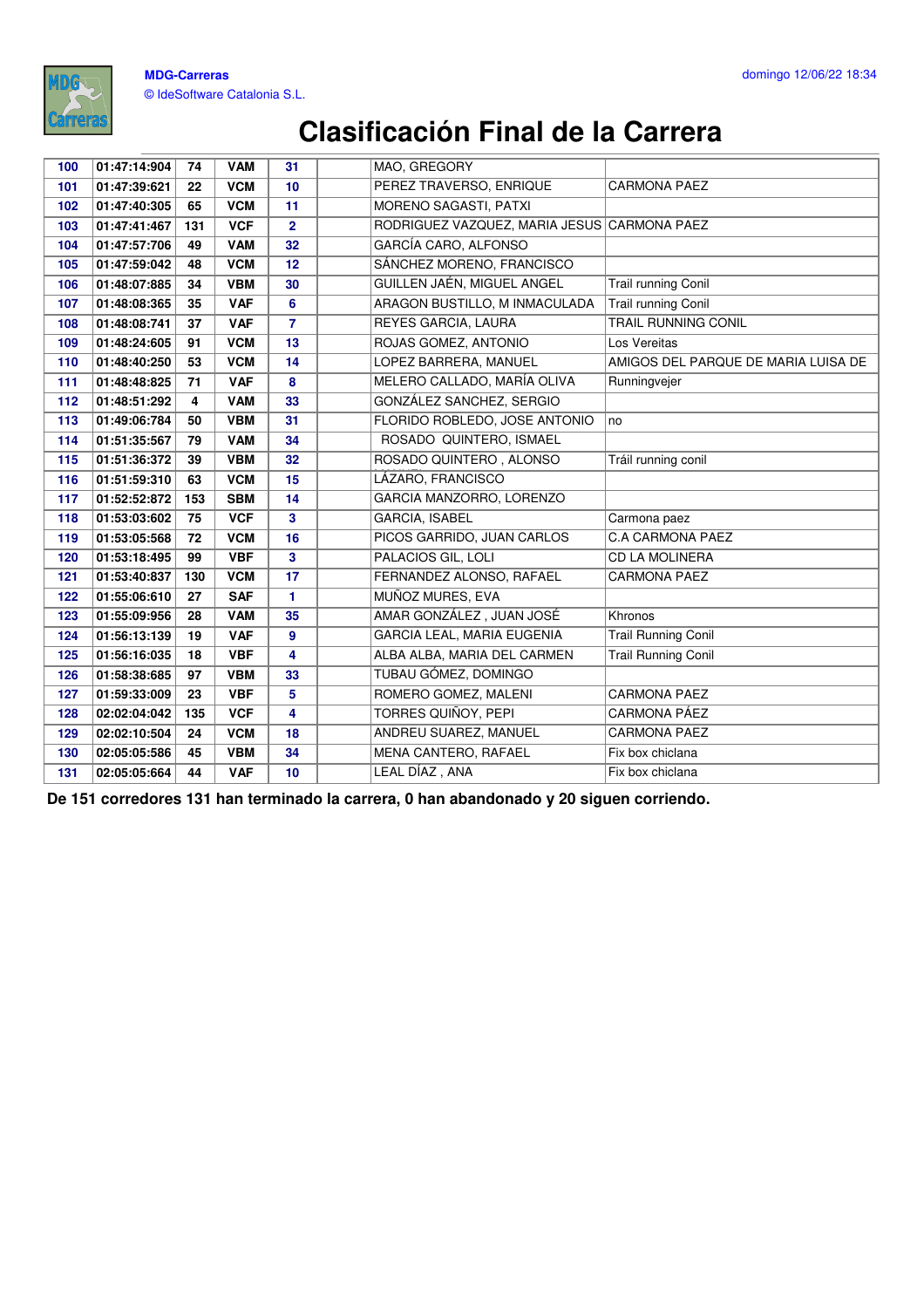# Clasificación Final de la Carrera

| | | | | | | | |
|---|---|---|---|---|---|---|---|
| 100 | 01:47:14:904 | 74 | VAM | 31 | | MAO, GREGORY | |
| 101 | 01:47:39:621 | 22 | VCM | 10 | | PEREZ TRAVERSO, ENRIQUE | CARMONA PAEZ |
| 102 | 01:47:40:305 | 65 | VCM | 11 | | MORENO SAGASTI, PATXI | |
| 103 | 01:47:41:467 | 131 | VCF | 2 | | RODRIGUEZ VAZQUEZ, MARIA JESUS | CARMONA PAEZ |
| 104 | 01:47:57:706 | 49 | VAM | 32 | | GARCÍA CARO, ALFONSO | |
| 105 | 01:47:59:042 | 48 | VCM | 12 | | SÁNCHEZ MORENO, FRANCISCO | |
| 106 | 01:48:07:885 | 34 | VBM | 30 | | GUILLEN JAÉN, MIGUEL ANGEL | Trail running Conil |
| 107 | 01:48:08:365 | 35 | VAF | 6 | | ARAGON BUSTILLO, M INMACULADA | Trail running Conil |
| 108 | 01:48:08:741 | 37 | VAF | 7 | | REYES GARCIA, LAURA | TRAIL RUNNING CONIL |
| 109 | 01:48:24:605 | 91 | VCM | 13 | | ROJAS GOMEZ, ANTONIO | Los Vereitas |
| 110 | 01:48:40:250 | 53 | VCM | 14 | | LOPEZ BARRERA, MANUEL | AMIGOS DEL PARQUE DE MARIA LUISA DE |
| 111 | 01:48:48:825 | 71 | VAF | 8 | | MELERO CALLADO, MARÍA OLIVA | Runningvejer |
| 112 | 01:48:51:292 | 4 | VAM | 33 | | GONZÁLEZ SANCHEZ, SERGIO | |
| 113 | 01:49:06:784 | 50 | VBM | 31 | | FLORIDO ROBLEDO, JOSE ANTONIO | no |
| 114 | 01:51:35:567 | 79 | VAM | 34 | | ROSADO QUINTERO, ISMAEL | |
| 115 | 01:51:36:372 | 39 | VBM | 32 | | ROSADO QUINTERO , ALONSO | Tráil running conil |
| 116 | 01:51:59:310 | 63 | VCM | 15 | | LÁZARO, FRANCISCO | |
| 117 | 01:52:52:872 | 153 | SBM | 14 | | GARCIA MANZORRO, LORENZO | |
| 118 | 01:53:03:602 | 75 | VCF | 3 | | GARCIA, ISABEL | Carmona paez |
| 119 | 01:53:05:568 | 72 | VCM | 16 | | PICOS GARRIDO, JUAN CARLOS | C.A CARMONA PAEZ |
| 120 | 01:53:18:495 | 99 | VBF | 3 | | PALACIOS GIL, LOLI | CD LA MOLINERA |
| 121 | 01:53:40:837 | 130 | VCM | 17 | | FERNANDEZ ALONSO, RAFAEL | CARMONA PAEZ |
| 122 | 01:55:06:610 | 27 | SAF | 1 | | MUÑOZ MURES, EVA | |
| 123 | 01:55:09:956 | 28 | VAM | 35 | | AMAR GONZÁLEZ , JUAN JOSÉ | Khronos |
| 124 | 01:56:13:139 | 19 | VAF | 9 | | GARCIA LEAL, MARIA EUGENIA | Trail Running Conil |
| 125 | 01:56:16:035 | 18 | VBF | 4 | | ALBA ALBA, MARIA DEL CARMEN | Trail Running Conil |
| 126 | 01:58:38:685 | 97 | VBM | 33 | | TUBAU GÓMEZ, DOMINGO | |
| 127 | 01:59:33:009 | 23 | VBF | 5 | | ROMERO GOMEZ, MALENI | CARMONA PAEZ |
| 128 | 02:02:04:042 | 135 | VCF | 4 | | TORRES QUIÑOY, PEPI | CARMONA PÁEZ |
| 129 | 02:02:10:504 | 24 | VCM | 18 | | ANDREU SUAREZ, MANUEL | CARMONA PAEZ |
| 130 | 02:05:05:586 | 45 | VBM | 34 | | MENA CANTERO, RAFAEL | Fix box chiclana |
| 131 | 02:05:05:664 | 44 | VAF | 10 | | LEAL DÍAZ , ANA | Fix box chiclana |

**De 151 corredores 131 han terminado la carrera, 0 han abandonado y 20 siguen corriendo.**